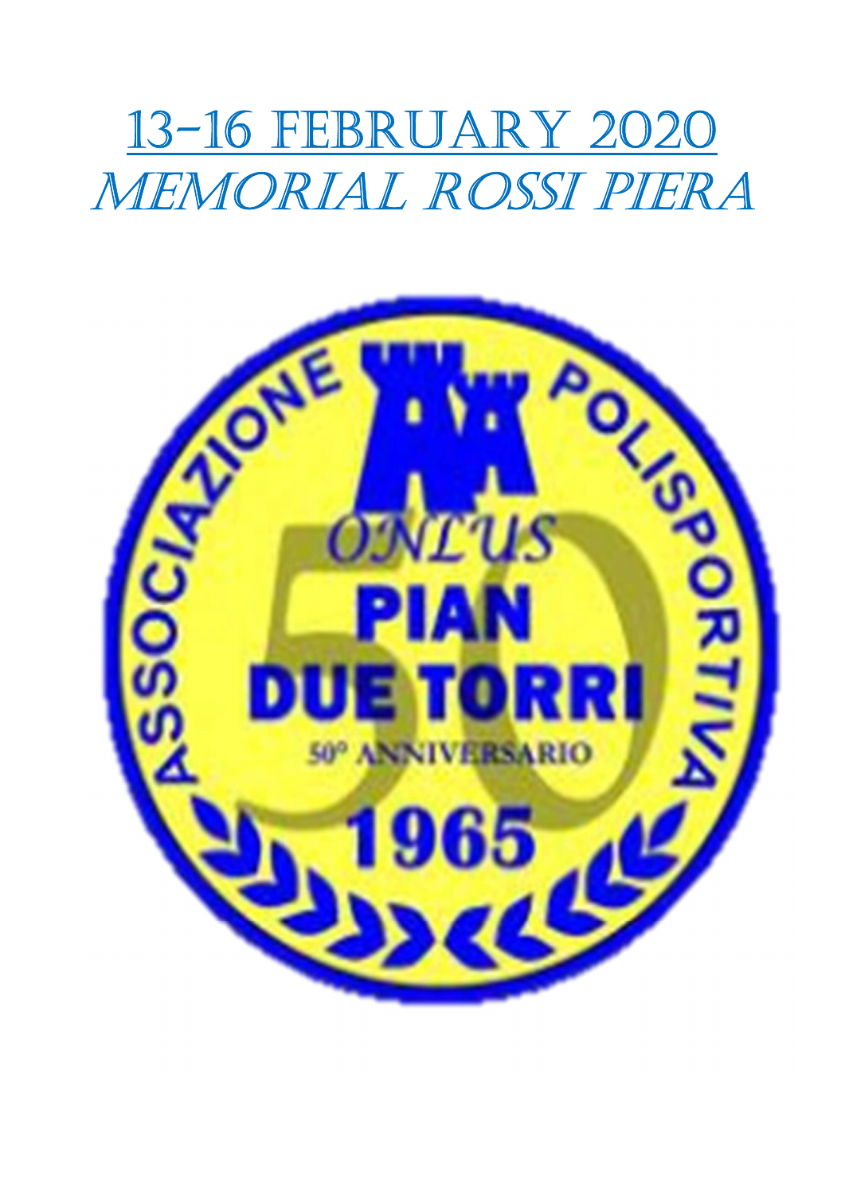# 13-16 FEBRUARY 2020

# MEMORIAL ROSSI PIERA

ASSOCIAZIONE POLISPORTIVA

ONLUS

PIAN DUE TORRI

50° ANNIVERSARIO

1965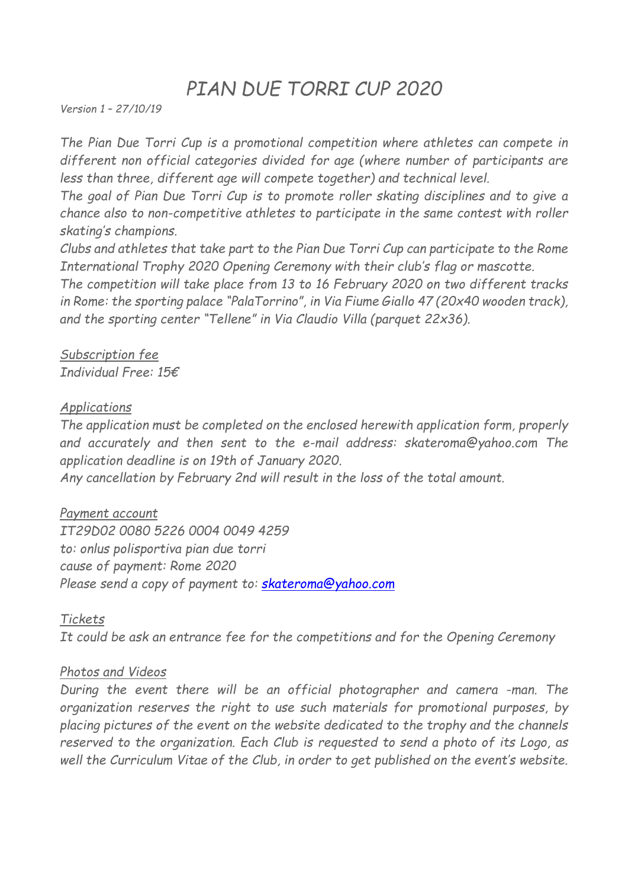# *PIAN DUE TORRI CUP 2020*

*Version 1 – 27/10/19*

*The Pian Due Torri Cup is a promotional competition where athletes can compete in different non official categories divided for age (where number of participants are less than three, different age will compete together) and technical level.*

*The goal of Pian Due Torri Cup is to promote roller skating disciplines and to give a chance also to non-competitive athletes to participate in the same contest with roller skating's champions.*

*Clubs and athletes that take part to the Pian Due Torri Cup can participate to the Rome International Trophy 2020 Opening Ceremony with their club's flag or mascotte.*

*The competition will take place from 13 to 16 February 2020 on two different tracks in Rome: the sporting palace "PalaTorrino", in Via Fiume Giallo 47 (20x40 wooden track), and the sporting center "Tellene" in Via Claudio Villa (parquet 22x36).*

*Subscription fee*

*Individual Free: 15€*

*Applications*

*The application must be completed on the enclosed herewith application form, properly and accurately and then sent to the e-mail address: skateroma@yahoo.com The application deadline is on 19th of January 2020.*

*Any cancellation by February 2nd will result in the loss of the total amount.*

*Payment account*

*IT29D02 0080 5226 0004 0049 4259*

*to: onlus polisportiva pian due torri*

*cause of payment: Rome 2020*

*Please send a copy of payment to: skateroma@yahoo.com*

*Tickets*

*It could be ask an entrance fee for the competitions and for the Opening Ceremony*

*Photos and Videos*

*During the event there will be an official photographer and camera -man. The organization reserves the right to use such materials for promotional purposes, by placing pictures of the event on the website dedicated to the trophy and the channels reserved to the organization. Each Club is requested to send a photo of its Logo, as well the Curriculum Vitae of the Club, in order to get published on the event's website.*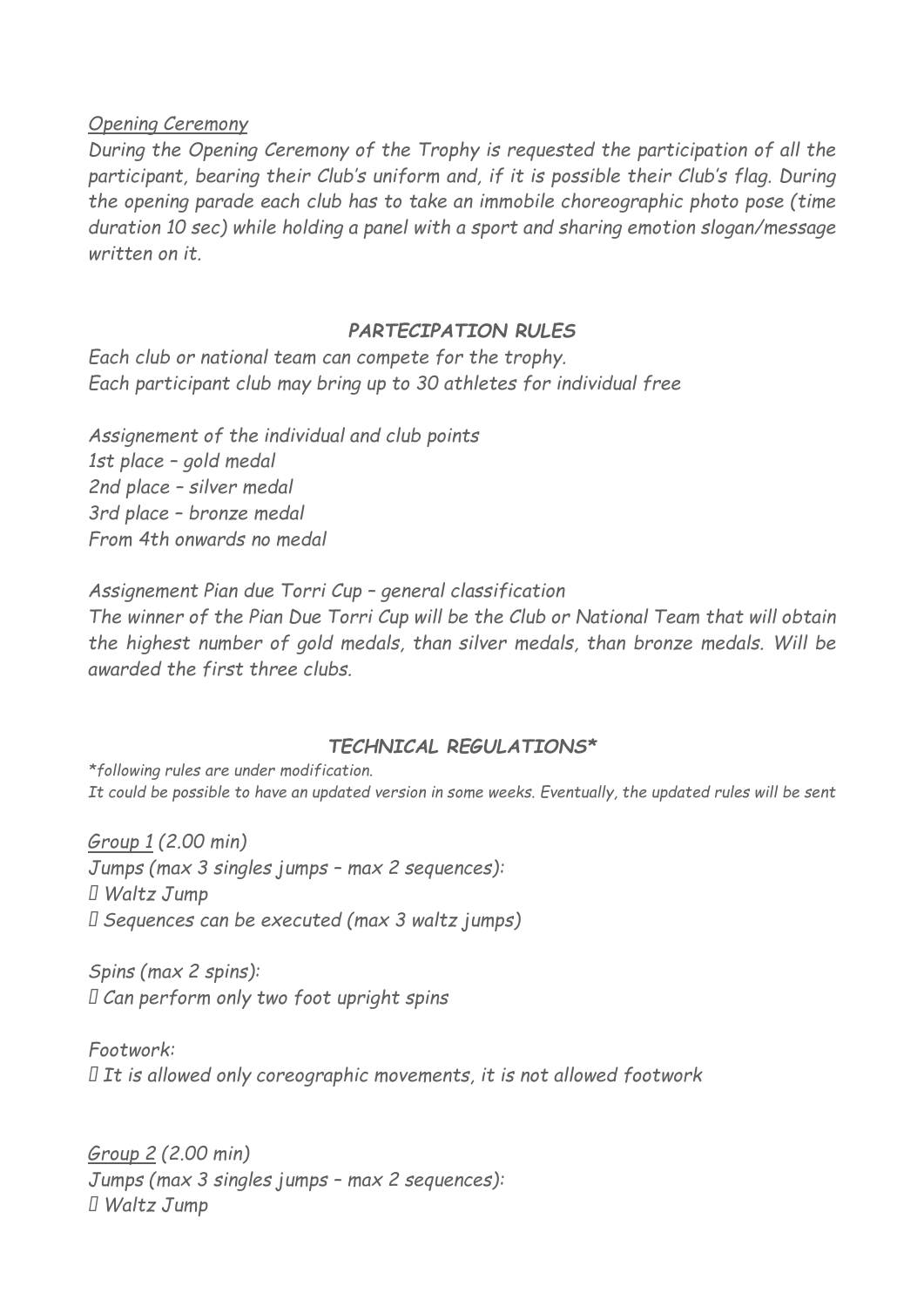*<u>Opening Ceremony</u>*

*During the Opening Ceremony of the Trophy is requested the participation of all the participant, bearing their Club's uniform and, if it is possible their Club's flag. During the opening parade each club has to take an immobile choreographic photo pose (time duration 10 sec) while holding a panel with a sport and sharing emotion slogan/message written on it.*

## *PARTECIPATION RULES*

*Each club or national team can compete for the trophy.*
*Each participant club may bring up to 30 athletes for individual free*

*Assignement of the individual and club points*
*1st place – gold medal*
*2nd place – silver medal*
*3rd place – bronze medal*
*From 4th onwards no medal*

*Assignement Pian due Torri Cup – general classification*
*The winner of the Pian Due Torri Cup will be the Club or National Team that will obtain the highest number of gold medals, than silver medals, than bronze medals. Will be awarded the first three clubs.*

## *TECHNICAL REGULATIONS**

**following rules are under modification.*
*It could be possible to have an updated version in some weeks. Eventually, the updated rules will be sent*

*<u>Group 1</u> (2.00 min)*
*Jumps (max 3 singles jumps – max 2 sequences):*
- *Waltz Jump*
- *Sequences can be executed (max 3 waltz jumps)*

*Spins (max 2 spins):*
- *Can perform only two foot upright spins*

*Footwork:*
- *It is allowed only coreographic movements, it is not allowed footwork*

*<u>Group 2</u> (2.00 min)*
*Jumps (max 3 singles jumps – max 2 sequences):*
- *Waltz Jump*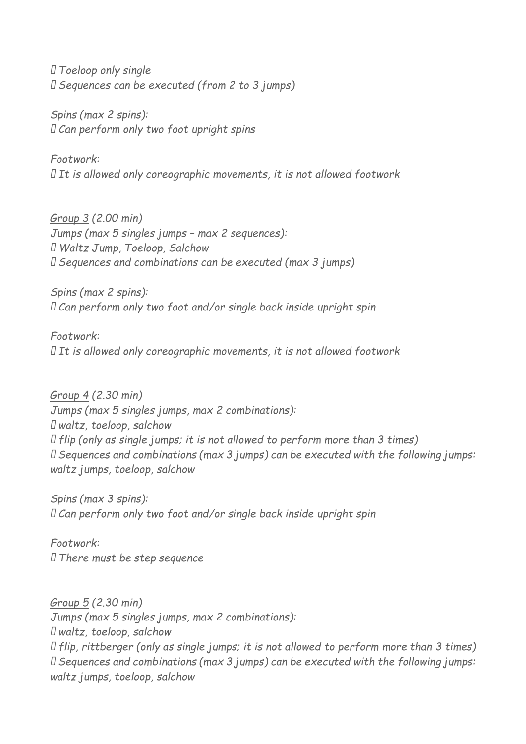- *Toeloop only single*
- *Sequences can be executed (from 2 to 3 jumps)*

*Spins (max 2 spins):*

- *Can perform only two foot upright spins*

*Footwork:*

- *It is allowed only coreographic movements, it is not allowed footwork*

*Group 3 (2.00 min)*

*Jumps (max 5 singles jumps – max 2 sequences):*

- *Waltz Jump, Toeloop, Salchow*
- *Sequences and combinations can be executed (max 3 jumps)*

*Spins (max 2 spins):*

- *Can perform only two foot and/or single back inside upright spin*

*Footwork:*

- *It is allowed only coreographic movements, it is not allowed footwork*

*Group 4 (2.30 min)*

*Jumps (max 5 singles jumps, max 2 combinations):*

- *waltz, toeloop, salchow*
- *flip (only as single jumps; it is not allowed to perform more than 3 times)*
- *Sequences and combinations (max 3 jumps) can be executed with the following jumps: waltz jumps, toeloop, salchow*

*Spins (max 3 spins):*

- *Can perform only two foot and/or single back inside upright spin*

*Footwork:*

- *There must be step sequence*

*Group 5 (2.30 min)*

*Jumps (max 5 singles jumps, max 2 combinations):*

- *waltz, toeloop, salchow*
- *flip, rittberger (only as single jumps; it is not allowed to perform more than 3 times)*
- *Sequences and combinations (max 3 jumps) can be executed with the following jumps: waltz jumps, toeloop, salchow*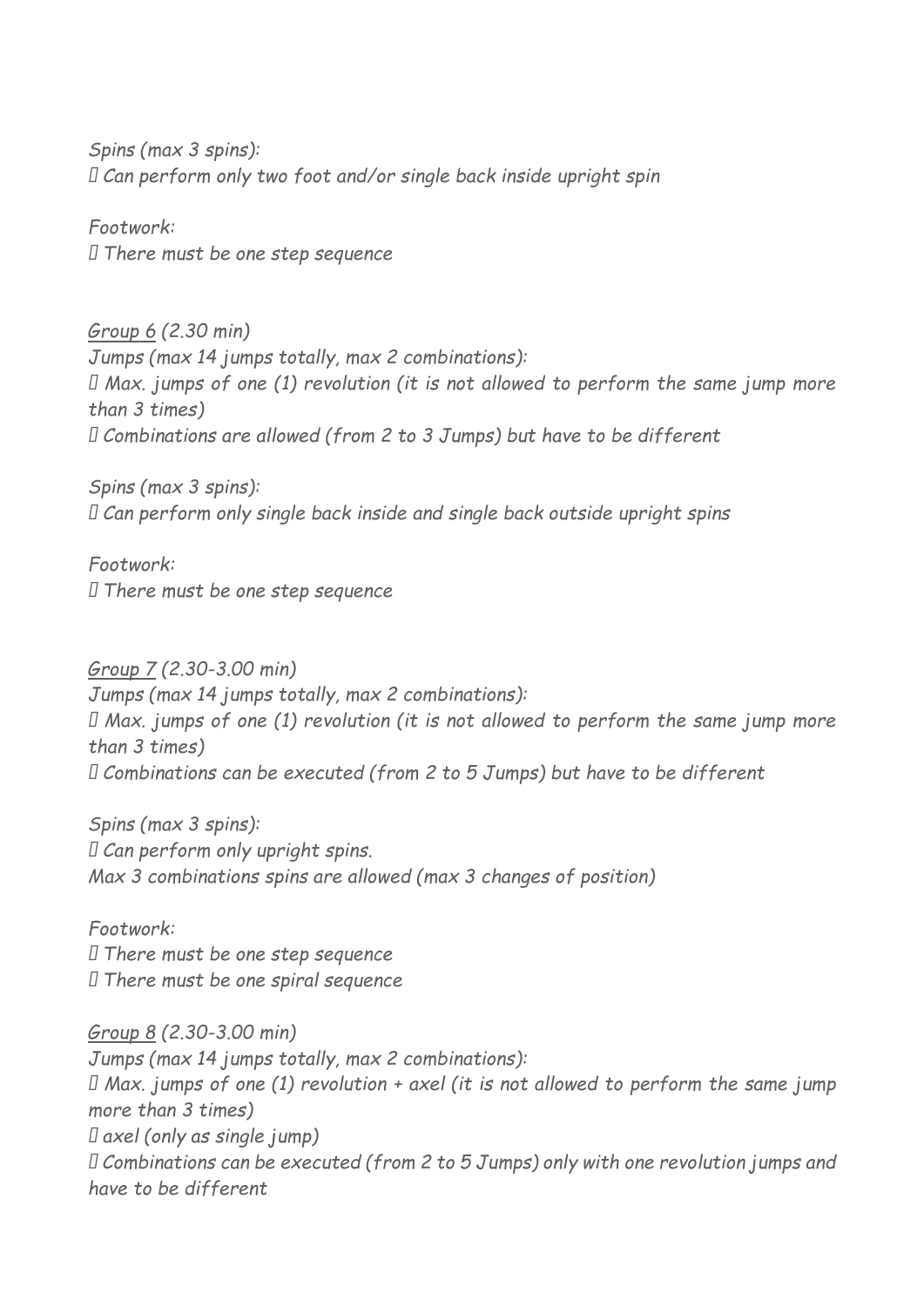*Spins (max 3 spins):*
*▯ Can perform only two foot and/or single back inside upright spin*

*Footwork:*
*▯ There must be one step sequence*

*<u>Group 6</u> (2.30 min)*
*Jumps (max 14 jumps totally, max 2 combinations):*
*▯ Max. jumps of one (1) revolution (it is not allowed to perform the same jump more than 3 times)*
*▯ Combinations are allowed (from 2 to 3 Jumps) but have to be different*

*Spins (max 3 spins):*
*▯ Can perform only single back inside and single back outside upright spins*

*Footwork:*
*▯ There must be one step sequence*

*<u>Group 7</u> (2.30-3.00 min)*
*Jumps (max 14 jumps totally, max 2 combinations):*
*▯ Max. jumps of one (1) revolution (it is not allowed to perform the same jump more than 3 times)*
*▯ Combinations can be executed (from 2 to 5 Jumps) but have to be different*

*Spins (max 3 spins):*
*▯ Can perform only upright spins.*
*Max 3 combinations spins are allowed (max 3 changes of position)*

*Footwork:*
*▯ There must be one step sequence*
*▯ There must be one spiral sequence*

*<u>Group 8</u> (2.30-3.00 min)*
*Jumps (max 14 jumps totally, max 2 combinations):*
*▯ Max. jumps of one (1) revolution + axel (it is not allowed to perform the same jump more than 3 times)*
*▯ axel (only as single jump)*
*▯ Combinations can be executed (from 2 to 5 Jumps) only with one revolution jumps and have to be different*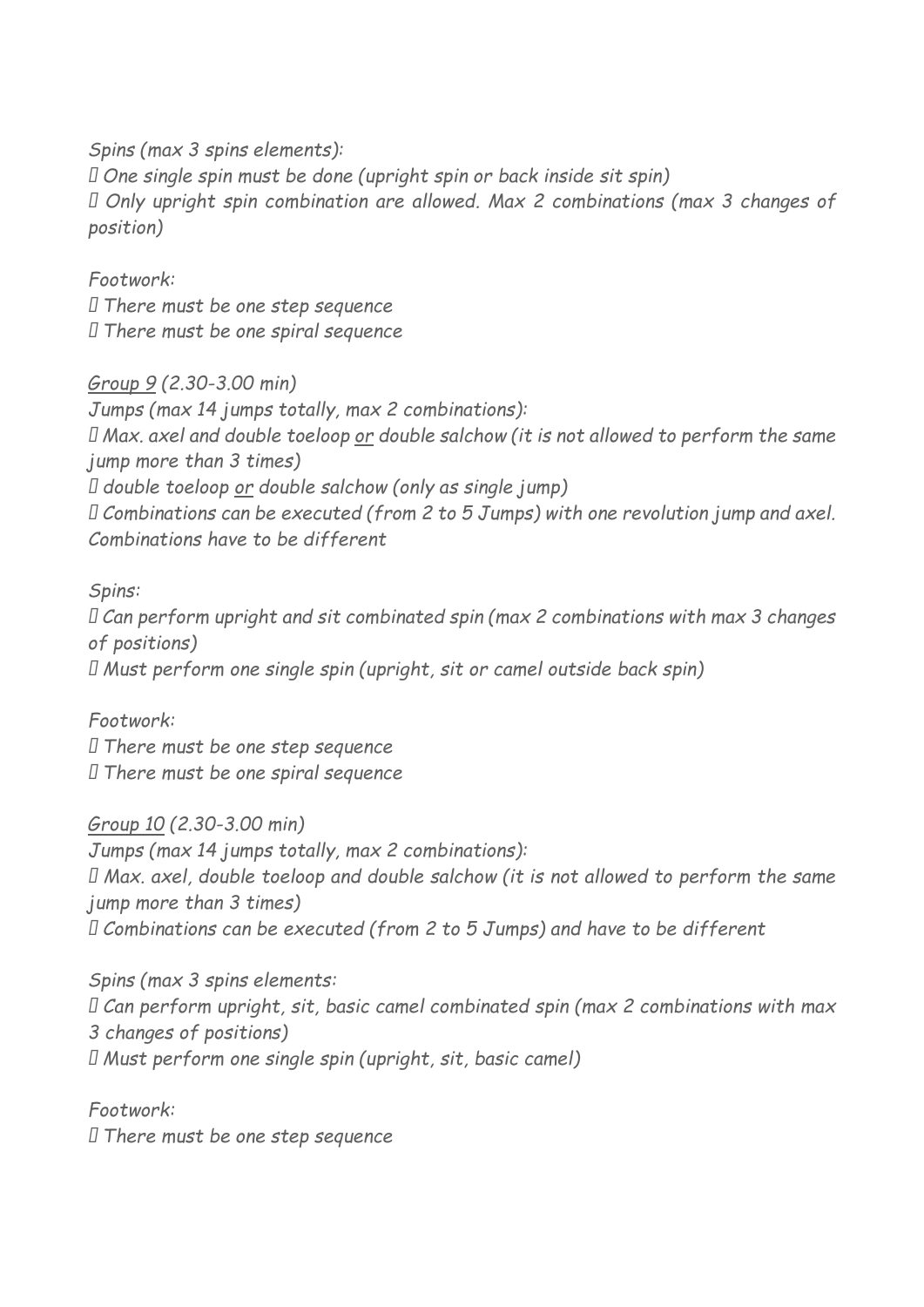*Spins (max 3 spins elements):*

- *One single spin must be done (upright spin or back inside sit spin)*
- *Only upright spin combination are allowed. Max 2 combinations (max 3 changes of position)*

*Footwork:*

- *There must be one step sequence*
- *There must be one spiral sequence*

*<u>Group 9</u> (2.30-3.00 min)*

*Jumps (max 14 jumps totally, max 2 combinations):*

- *Max. axel and double toeloop <u>or</u> double salchow (it is not allowed to perform the same jump more than 3 times)*
- *double toeloop <u>or</u> double salchow (only as single jump)*
- *Combinations can be executed (from 2 to 5 Jumps) with one revolution jump and axel. Combinations have to be different*

*Spins:*

- *Can perform upright and sit combinated spin (max 2 combinations with max 3 changes of positions)*
- *Must perform one single spin (upright, sit or camel outside back spin)*

*Footwork:*

- *There must be one step sequence*
- *There must be one spiral sequence*

*<u>Group 10</u> (2.30-3.00 min)*

*Jumps (max 14 jumps totally, max 2 combinations):*

- *Max. axel, double toeloop and double salchow (it is not allowed to perform the same jump more than 3 times)*
- *Combinations can be executed (from 2 to 5 Jumps) and have to be different*

*Spins (max 3 spins elements:*

- *Can perform upright, sit, basic camel combinated spin (max 2 combinations with max 3 changes of positions)*
- *Must perform one single spin (upright, sit, basic camel)*

*Footwork:*

- *There must be one step sequence*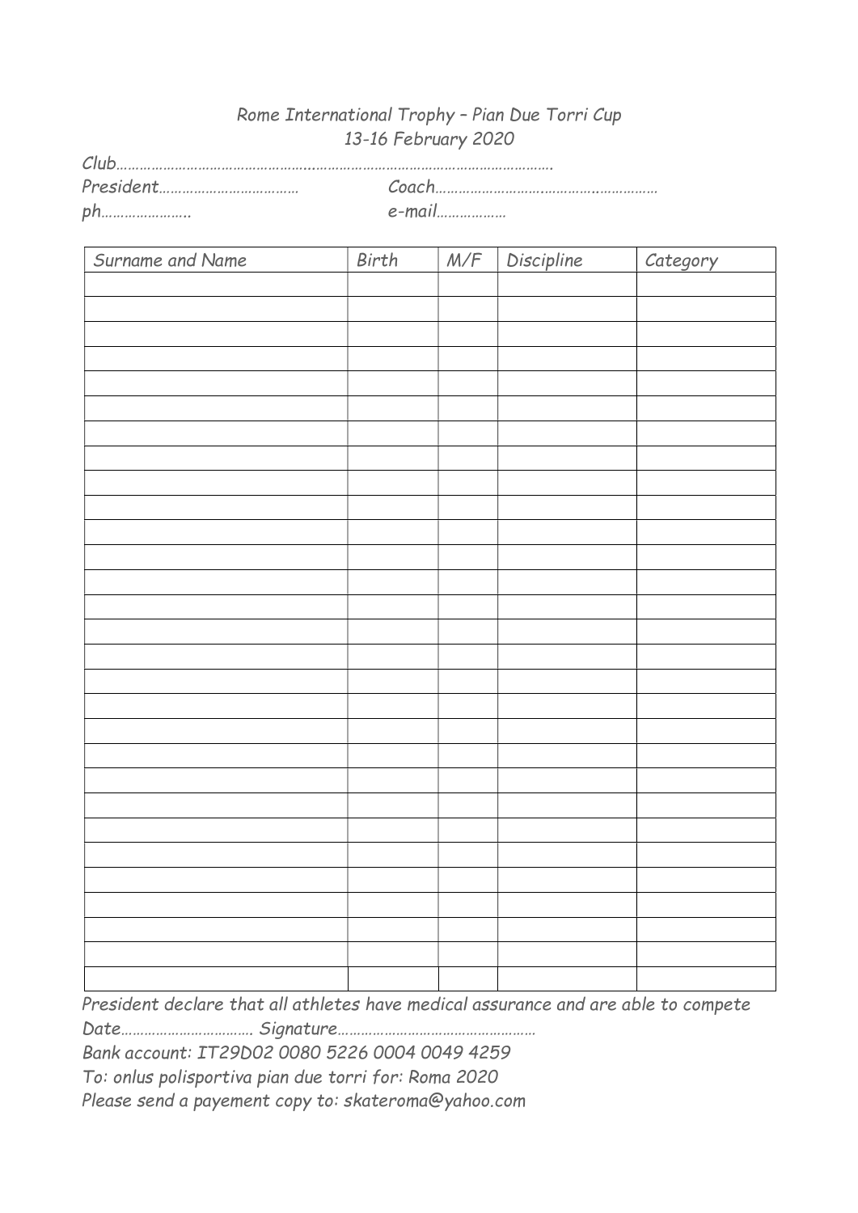*Rome International Trophy – Pian Due Torri Cup*
*13-16 February 2020*

*Club………………………………………………………………………………………………….*

*President………………………………* *Coach……………………………………………………*

*ph…………………..* *e-mail………………*

| Surname and Name | Birth | M/F | Discipline | Category |
|---|---|---|---|---|
| | | | | |
| | | | | |
| | | | | |
| | | | | |
| | | | | |
| | | | | |
| | | | | |
| | | | | |
| | | | | |
| | | | | |
| | | | | |
| | | | | |
| | | | | |
| | | | | |
| | | | | |
| | | | | |
| | | | | |
| | | | | |
| | | | | |
| | | | | |
| | | | | |
| | | | | |
| | | | | |
| | | | | |
| | | | | |
| | | | | |
| | | | | |
| | | | | |
| | | | | |

*President declare that all athletes have medical assurance and are able to compete*

*Date……………………………. Signature……………………………………………*

*Bank account: IT29D02 0080 5226 0004 0049 4259*

*To: onlus polisportiva pian due torri for: Roma 2020*

*Please send a payement copy to: skateroma@yahoo.com*